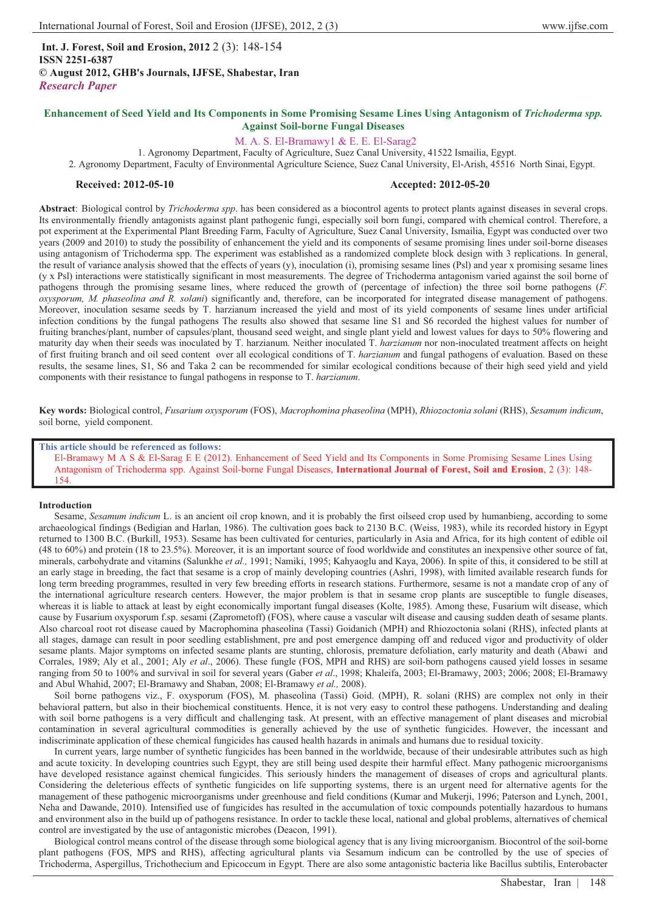**Int. J. Forest, Soil and Erosion, 2012** 2 (3): 148-154
**ISSN 2251-6387**
**© August 2012, GHB's Journals, IJFSE, Shabestar, Iran**
***Research Paper***

# Enhancement of Seed Yield and Its Components in Some Promising Sesame Lines Using Antagonism of *Trichoderma spp.* Against Soil-borne Fungal Diseases

M. A. S. El-Bramawy1 & E. E. El-Sarag2

1. Agronomy Department, Faculty of Agriculture, Suez Canal University, 41522 Ismailia, Egypt.
2. Agronomy Department, Faculty of Environmental Agriculture Science, Suez Canal University, El-Arish, 45516 North Sinai, Egypt.

**Received: 2012-05-10** **Accepted: 2012-05-20**

**Abstract**: Biological control by *Trichoderma spp*. has been considered as a biocontrol agents to protect plants against diseases in several crops. Its environmentally friendly antagonists against plant pathogenic fungi, especially soil born fungi, compared with chemical control. Therefore, a pot experiment at the Experimental Plant Breeding Farm, Faculty of Agriculture, Suez Canal University, Ismailia, Egypt was conducted over two years (2009 and 2010) to study the possibility of enhancement the yield and its components of sesame promising lines under soil-borne diseases using antagonism of Trichoderma spp. The experiment was established as a randomized complete block design with 3 replications. In general, the result of variance analysis showed that the effects of years (y), inoculation (i), promising sesame lines (Psl) and year x promising sesame lines (y x Psl) interactions were statistically significant in most measurements. The degree of Trichoderma antagonism varied against the soil borne of pathogens through the promising sesame lines, where reduced the growth of (percentage of infection) the three soil borne pathogens (*F. oxysporum, M. phaseolina and R. solani*) significantly and, therefore, can be incorporated for integrated disease management of pathogens. Moreover, inoculation sesame seeds by T. harzianum increased the yield and most of its yield components of sesame lines under artificial infection conditions by the fungal pathogens The results also showed that sesame line S1 and S6 recorded the highest values for number of fruiting branches/plant, number of capsules/plant, thousand seed weight, and single plant yield and lowest values for days to 50% flowering and maturity day when their seeds was inoculated by T. harzianum. Neither inoculated T. *harzianum* nor non-inoculated treatment affects on height of first fruiting branch and oil seed content over all ecological conditions of T. *harzianum* and fungal pathogens of evaluation. Based on these results, the sesame lines, S1, S6 and Taka 2 can be recommended for similar ecological conditions because of their high seed yield and yield components with their resistance to fungal pathogens in response to T. *harzianum*.

**Key words:** Biological control, *Fusarium oxysporum* (FOS), *Macrophomina phaseolina* (MPH), *Rhiozoctonia solani* (RHS), *Sesamum indicum*, soil borne, yield component.

**This article should be referenced as follows:**
El-Bramawy M A S & El-Sarag E E (2012). Enhancement of Seed Yield and Its Components in Some Promising Sesame Lines Using Antagonism of Trichoderma spp. Against Soil-borne Fungal Diseases, **International Journal of Forest, Soil and Erosion**, 2 (3): 148-154.

## Introduction

Sesame, *Sesamum indicum* L. is an ancient oil crop known, and it is probably the first oilseed crop used by humanbieng, according to some archaeological findings (Bedigian and Harlan, 1986). The cultivation goes back to 2130 B.C. (Weiss, 1983), while its recorded history in Egypt returned to 1300 B.C. (Burkill, 1953). Sesame has been cultivated for centuries, particularly in Asia and Africa, for its high content of edible oil (48 to 60%) and protein (18 to 23.5%). Moreover, it is an important source of food worldwide and constitutes an inexpensive other source of fat, minerals, carbohydrate and vitamins (Salunkhe *et al.,* 1991; Namiki, 1995; Kahyaoglu and Kaya, 2006). In spite of this, it considered to be still at an early stage in breeding, the fact that sesame is a crop of mainly developing countries (Ashri, 1998), with limited available research funds for long term breeding programmes, resulted in very few breeding efforts in research stations. Furthermore, sesame is not a mandate crop of any of the international agriculture research centers. However, the major problem is that in sesame crop plants are susceptible to fungle diseases, whereas it is liable to attack at least by eight economically important fungal diseases (Kolte, 1985). Among these, Fusarium wilt disease, which cause by Fusarium oxysporum f.sp. sesami (Zaprometoff) (FOS), where cause a vascular wilt disease and causing sudden death of sesame plants. Also charcoal root rot disease caued by Macrophomina phaseolina (Tassi) Goidanich (MPH) and Rhiozoctonia solani (RHS), infected plants at all stages, damage can result in poor seedling establishment, pre and post emergence damping off and reduced vigor and productivity of older sesame plants. Major symptoms on infected sesame plants are stunting, chlorosis, premature defoliation, early maturity and death (Abawi and Corrales, 1989; Aly et al., 2001; Aly *et al*., 2006). These fungle (FOS, MPH and RHS) are soil-born pathogens caused yield losses in sesame ranging from 50 to 100% and survival in soil for several years (Gaber *et al*., 1998; Khaleifa, 2003; El-Bramawy, 2003; 2006; 2008; El-Bramawy and Abul Whahid, 2007; El-Bramawy and Shaban, 2008; El-Bramawy *et al.,* 2008).

Soil borne pathogens viz., F. oxysporum (FOS), M. phaseolina (Tassi) Goid. (MPH), R. solani (RHS) are complex not only in their behavioral pattern, but also in their biochemical constituents. Hence, it is not very easy to control these pathogens. Understanding and dealing with soil borne pathogens is a very difficult and challenging task. At present, with an effective management of plant diseases and microbial contamination in several agricultural commodities is generally achieved by the use of synthetic fungicides. However, the incessant and indiscriminate application of these chemical fungicides has caused health hazards in animals and humans due to residual toxicity.

In current years, large number of synthetic fungicides has been banned in the worldwide, because of their undesirable attributes such as high and acute toxicity. In developing countries such Egypt, they are still being used despite their harmful effect. Many pathogenic microorganisms have developed resistance against chemical fungicides. This seriously hinders the management of diseases of crops and agricultural plants. Considering the deleterious effects of synthetic fungicides on life supporting systems, there is an urgent need for alternative agents for the management of these pathogenic microorganisms under greenhouse and field conditions (Kumar and Mukerji, 1996; Paterson and Lynch, 2001, Neha and Dawande, 2010). Intensified use of fungicides has resulted in the accumulation of toxic compounds potentially hazardous to humans and environment also in the build up of pathogens resistance. In order to tackle these local, national and global problems, alternatives of chemical control are investigated by the use of antagonistic microbes (Deacon, 1991).

Biological control means control of the disease through some biological agency that is any living microorganism. Biocontrol of the soil-borne plant pathogens (FOS, MPS and RHS), affecting agricultural plants via Sesamum indicum can be controlled by the use of species of Trichoderma, Aspergillus, Trichothecium and Epicoccum in Egypt. There are also some antagonistic bacteria like Bacillus subtilis, Enterobacter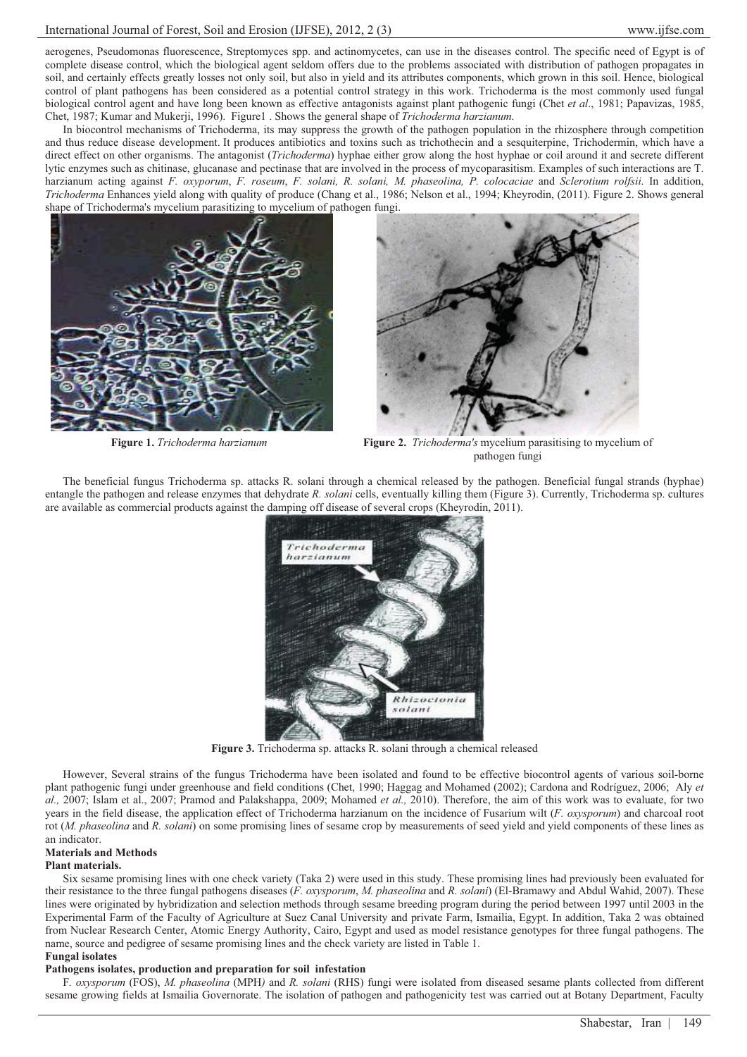aerogenes, Pseudomonas fluorescence, Streptomyces spp. and actinomycetes, can use in the diseases control. The specific need of Egypt is of complete disease control, which the biological agent seldom offers due to the problems associated with distribution of pathogen propagates in soil, and certainly effects greatly losses not only soil, but also in yield and its attributes components, which grown in this soil. Hence, biological control of plant pathogens has been considered as a potential control strategy in this work. Trichoderma is the most commonly used fungal biological control agent and have long been known as effective antagonists against plant pathogenic fungi (Chet *et al*., 1981; Papavizas, 1985, Chet, 1987; Kumar and Mukerji, 1996). Figure1 . Shows the general shape of *Trichoderma harzianum*.

In biocontrol mechanisms of Trichoderma, its may suppress the growth of the pathogen population in the rhizosphere through competition and thus reduce disease development. It produces antibiotics and toxins such as trichothecin and a sesquiterpine, Trichodermin, which have a direct effect on other organisms. The antagonist (*Trichoderma*) hyphae either grow along the host hyphae or coil around it and secrete different lytic enzymes such as chitinase, glucanase and pectinase that are involved in the process of mycoparasitism. Examples of such interactions are T. harzianum acting against *F. oxyporum*, *F. roseum*, *F. solani, R. solani, M. phaseolina, P. colocaciae* and *Sclerotium rolfsii*. In addition, *Trichoderma* Enhances yield along with quality of produce (Chang et al., 1986; Nelson et al., 1994; Kheyrodin, (2011). Figure 2. Shows general shape of Trichoderma's mycelium parasitizing to mycelium of pathogen fungi.

**Figure 1.** *Trichoderma harzianum*

**Figure 2.** *Trichoderma's* mycelium parasitising to mycelium of pathogen fungi

The beneficial fungus Trichoderma sp. attacks R. solani through a chemical released by the pathogen. Beneficial fungal strands (hyphae) entangle the pathogen and release enzymes that dehydrate *R. solani* cells, eventually killing them (Figure 3). Currently, Trichoderma sp. cultures are available as commercial products against the damping off disease of several crops (Kheyrodin, 2011).

**Figure 3.** Trichoderma sp. attacks R. solani through a chemical released

However, Several strains of the fungus Trichoderma have been isolated and found to be effective biocontrol agents of various soil-borne plant pathogenic fungi under greenhouse and field conditions (Chet, 1990; Haggag and Mohamed (2002); Cardona and Rodríguez, 2006; Aly *et al.,* 2007; Islam et al., 2007; Pramod and Palakshappa, 2009; Mohamed *et al.,* 2010). Therefore, the aim of this work was to evaluate, for two years in the field disease, the application effect of Trichoderma harzianum on the incidence of Fusarium wilt (*F. oxysporum*) and charcoal root rot (*M. phaseolina* and *R. solani*) on some promising lines of sesame crop by measurements of seed yield and yield components of these lines as an indicator.

## Materials and Methods

### Plant materials.

Six sesame promising lines with one check variety (Taka 2) were used in this study. These promising lines had previously been evaluated for their resistance to the three fungal pathogens diseases (*F. oxysporum*, *M. phaseolina* and *R. solani*) (El-Bramawy and Abdul Wahid, 2007). These lines were originated by hybridization and selection methods through sesame breeding program during the period between 1997 until 2003 in the Experimental Farm of the Faculty of Agriculture at Suez Canal University and private Farm, Ismailia, Egypt. In addition, Taka 2 was obtained from Nuclear Research Center, Atomic Energy Authority, Cairo, Egypt and used as model resistance genotypes for three fungal pathogens. The name, source and pedigree of sesame promising lines and the check variety are listed in Table 1.

### Fungal isolates

#### Pathogens isolates, production and preparation for soil infestation

F. *oxysporum* (FOS), *M. phaseolina* (MPH*)* and *R. solani* (RHS) fungi were isolated from diseased sesame plants collected from different sesame growing fields at Ismailia Governorate. The isolation of pathogen and pathogenicity test was carried out at Botany Department, Faculty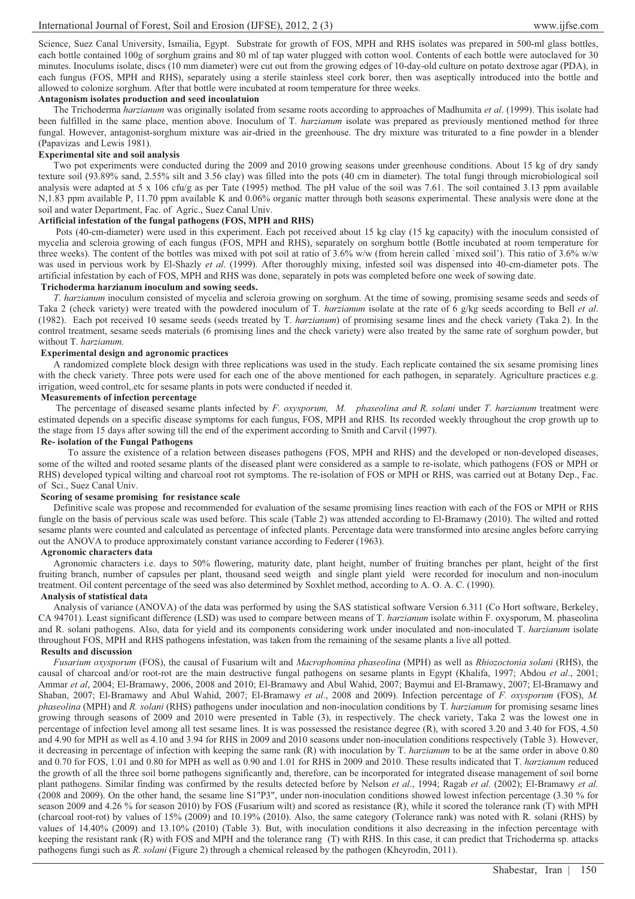Science, Suez Canal University, Ismailia, Egypt. Substrate for growth of FOS, MPH and RHS isolates was prepared in 500-ml glass bottles, each bottle contained 100g of sorghum grains and 80 ml of tap water plugged with cotton wool. Contents of each bottle were autoclaved for 30 minutes. Inoculums isolate, discs (10 mm diameter) were cut out from the growing edges of 10-day-old culture on potato dextrose agar (PDA), in each fungus (FOS, MPH and RHS), separately using a sterile stainless steel cork borer, then was aseptically introduced into the bottle and allowed to colonize sorghum. After that bottle were incubated at room temperature for three weeks.

**Antagonism isolates production and seed incoulatuion**

The Trichoderma *harzianum* was originally isolated from sesame roots according to approaches of Madhumita *et al*. (1999). This isolate had been fulfilled in the same place, mention above. Inoculum of T. *harzianum* isolate was prepared as previously mentioned method for three fungal. However, antagonist-sorghum mixture was air-dried in the greenhouse. The dry mixture was triturated to a fine powder in a blender (Papavizas and Lewis 1981).

**Experimental site and soil analysis**

Two pot experiments were conducted during the 2009 and 2010 growing seasons under greenhouse conditions. About 15 kg of dry sandy texture soil (93.89% sand, 2.55% silt and 3.56 clay) was filled into the pots (40 cm in diameter). The total fungi through microbiological soil analysis were adapted at 5 x 106 cfu/g as per Tate (1995) method. The pH value of the soil was 7.61. The soil contained 3.13 ppm available N,1.83 ppm available P, 11.70 ppm available K and 0.06% organic matter through both seasons experimental. These analysis were done at the soil and water Department, Fac. of Agric., Suez Canal Univ.

**Artificial infestation of the fungal pathogens (FOS, MPH and RHS)**

Pots (40-cm-diameter) were used in this experiment. Each pot received about 15 kg clay (15 kg capacity) with the inoculum consisted of mycelia and scleroia growing of each fungus (FOS, MPH and RHS), separately on sorghum bottle (Bottle incubated at room temperature for three weeks). The content of the bottles was mixed with pot soil at ratio of 3.6% w/w (from herein called `mixed soil'). This ratio of 3.6% w/w was used in pervious work by El-Shazly *et al*. (1999). After thoroughly mixing, infested soil was dispensed into 40-cm-diameter pots. The artificial infestation by each of FOS, MPH and RHS was done, separately in pots was completed before one week of sowing date.

**Trichoderma harzianum inoculum and sowing seeds.**

*T. harzianum* inoculum consisted of mycelia and scleroia growing on sorghum. At the time of sowing, promising sesame seeds and seeds of Taka 2 (check variety) were treated with the powdered inoculum of T. *harzianum* isolate at the rate of 6 g/kg seeds according to Bell *et al*. (1982). Each pot received 10 sesame seeds (seeds treated by T. *harzianum*) of promising sesame lines and the check variety (Taka 2). In the control treatment, sesame seeds materials (6 promising lines and the check variety) were also treated by the same rate of sorghum powder, but without T. *harzianum*.

**Experimental design and agronomic practices**

A randomized complete block design with three replications was used in the study. Each replicate contained the six sesame promising lines with the check variety. Three pots were used for each one of the above mentioned for each pathogen, in separately. Agriculture practices e.g. irrigation, weed control,.etc for sesame plants in pots were conducted if needed it.

**Measurements of infection percentage**

The percentage of diseased sesame plants infected by *F. oxysporum, M. phaseolina and R. solani* under *T. harzianum* treatment were estimated depends on a specific disease symptoms for each fungus, FOS, MPH and RHS. Its recorded weekly throughout the crop growth up to the stage from 15 days after sowing till the end of the experiment according to Smith and Carvil (1997).

**Re- isolation of the Fungal Pathogens**

To assure the existence of a relation between diseases pathogens (FOS, MPH and RHS) and the developed or non-developed diseases, some of the wilted and rooted sesame plants of the diseased plant were considered as a sample to re-isolate, which pathogens (FOS or MPH or RHS) developed typical wilting and charcoal root rot symptoms. The re-isolation of FOS or MPH or RHS, was carried out at Botany Dep., Fac. of Sci., Suez Canal Univ.

**Scoring of sesame promising for resistance scale**

Definitive scale was propose and recommended for evaluation of the sesame promising lines reaction with each of the FOS or MPH or RHS fungle on the basis of pervious scale was used before. This scale (Table 2) was attended according to El-Bramawy (2010). The wilted and rotted sesame plants were counted and calculated as percentage of infected plants. Percentage data were transformed into arcsine angles before carrying out the ANOVA to produce approximately constant variance according to Federer (1963).

**Agronomic characters data**

Agronomic characters i.e. days to 50% flowering, maturity date, plant height, number of fruiting branches per plant, height of the first fruiting branch, number of capsules per plant, thousand seed weigth and single plant yield were recorded for inoculum and non-inoculum treatment. Oil content percentage of the seed was also determined by Soxhlet method, according to A. O. A. C. (1990).

**Analysis of statistical data**

Analysis of variance (ANOVA) of the data was performed by using the SAS statistical software Version 6.311 (Co Hort software, Berkeley, CA 94701). Least significant difference (LSD) was used to compare between means of T. *harzianum* isolate within F. oxysporum, M. phaseolina and R. solani pathogens. Also, data for yield and its components considering work under inoculated and non-inoculated T. *harzianum* isolate throughout FOS, MPH and RHS pathogens infestation, was taken from the remaining of the sesame plants a live all potted.

**Results and discussion**

*Fusarium oxysporum* (FOS), the causal of Fusarium wilt and *Macrophomina phaseolina* (MPH) as well as *Rhizoctonia solani* (RHS), the causal of charcoal and/or root-rot are the main destructive fungal pathogens on sesame plants in Egypt (Khalifa, 1997; Abdou *et al*., 2001; Ammar *et al*, 2004; El-Bramawy, 2006, 2008 and 2010; El-Bramawy and Abul Wahid, 2007; Baymui and El-Bramawy, 2007; El-Bramawy and Shaban, 2007; El-Bramawy and Abul Wahid, 2007; El-Bramawy *et al*., 2008 and 2009). Infection percentage of *F. oxysporum* (FOS), *M. phaseolina* (MPH) and *R. solani* (RHS) pathogens under inoculation and non-inoculation conditions by T. *harzianum* for promising sesame lines growing through seasons of 2009 and 2010 were presented in Table (3), in respectively. The check variety, Taka 2 was the lowest one in percentage of infection level among all test sesame lines. It was possessed the resistance degree (R), with scored 3.20 and 3.40 for FOS, 4.50 and 4.90 for MPH as well as 4.10 and 3.94 for RHS in 2009 and 2010 seasons under non-inoculation conditions respectively (Table 3). However, it decreasing in percentage of infection with keeping the same rank (R) with inoculation by T. *harzianum* to be at the same order in above 0.80 and 0.70 for FOS, 1.01 and 0.80 for MPH as well as 0.90 and 1.01 for RHS in 2009 and 2010. These results indicated that T. *harzianum* reduced the growth of all the three soil borne pathogens significantly and, therefore, can be incorporated for integrated disease management of soil borne plant pathogens. Similar finding was confirmed by the results detected before by Nelson *et al*., 1994; Ragab *et al*. (2002); El-Bramawy *et al.* (2008 and 2009). On the other hand, the sesame line S1"P3", under non-inoculation conditions showed lowest infection percentage (3.30 % for season 2009 and 4.26 % for season 2010) by FOS (Fusarium wilt) and scored as resistance (R), while it scored the tolerance rank (T) with MPH (charcoal root-rot) by values of 15% (2009) and 10.19% (2010). Also, the same category (Tolerance rank) was noted with R. solani (RHS) by values of 14.40% (2009) and 13.10% (2010) (Table 3). But, with inoculation conditions it also decreasing in the infection percentage with keeping the resistant rank (R) with FOS and MPH and the tolerance rang (T) with RHS. In this case, it can predict that Trichoderma sp. attacks pathogens fungi such as *R. solani* (Figure 2) through a chemical released by the pathogen (Kheyrodin, 2011).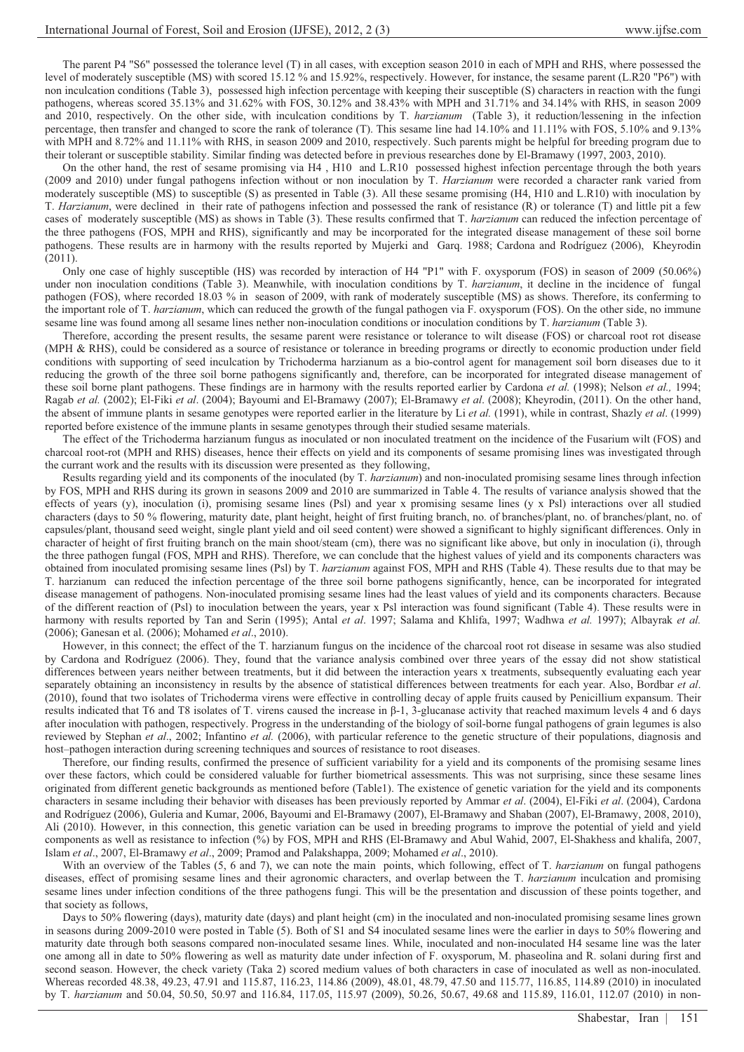The parent P4 "S6" possessed the tolerance level (T) in all cases, with exception season 2010 in each of MPH and RHS, where possessed the level of moderately susceptible (MS) with scored 15.12 % and 15.92%, respectively. However, for instance, the sesame parent (L.R20 "P6") with non inculcation conditions (Table 3), possessed high infection percentage with keeping their susceptible (S) characters in reaction with the fungi pathogens, whereas scored 35.13% and 31.62% with FOS, 30.12% and 38.43% with MPH and 31.71% and 34.14% with RHS, in season 2009 and 2010, respectively. On the other side, with inculcation conditions by T. *harzianum* (Table 3), it reduction/lessening in the infection percentage, then transfer and changed to score the rank of tolerance (T). This sesame line had 14.10% and 11.11% with FOS, 5.10% and 9.13% with MPH and 8.72% and 11.11% with RHS, in season 2009 and 2010, respectively. Such parents might be helpful for breeding program due to their tolerant or susceptible stability. Similar finding was detected before in previous researches done by El-Bramawy (1997, 2003, 2010).

On the other hand, the rest of sesame promising via H4 , H10 and L.R10 possessed highest infection percentage through the both years (2009 and 2010) under fungal pathogens infection without or non inoculation by T. *Harzianum* were recorded a character rank varied from moderately susceptible (MS) to susceptible (S) as presented in Table (3). All these sesame promising (H4, H10 and L.R10) with inoculation by T. *Harzianum*, were declined in their rate of pathogens infection and possessed the rank of resistance (R) or tolerance (T) and little pit a few cases of moderately susceptible (MS) as shows in Table (3). These results confirmed that T. *harzianum* can reduced the infection percentage of the three pathogens (FOS, MPH and RHS), significantly and may be incorporated for the integrated disease management of these soil borne pathogens. These results are in harmony with the results reported by Mujerki and Garq. 1988; Cardona and Rodríguez (2006), Kheyrodin (2011).

Only one case of highly susceptible (HS) was recorded by interaction of H4 "P1" with F. oxysporum (FOS) in season of 2009 (50.06%) under non inoculation conditions (Table 3). Meanwhile, with inoculation conditions by T. *harzianum*, it decline in the incidence of fungal pathogen (FOS), where recorded 18.03 % in season of 2009, with rank of moderately susceptible (MS) as shows. Therefore, its conferming to the important role of T. *harzianum*, which can reduced the growth of the fungal pathogen via F. oxysporum (FOS). On the other side, no immune sesame line was found among all sesame lines nether non-inoculation conditions or inoculation conditions by T. *harzianum* (Table 3).

Therefore, according the present results, the sesame parent were resistance or tolerance to wilt disease (FOS) or charcoal root rot disease (MPH & RHS), could be considered as a source of resistance or tolerance in breeding programs or directly to economic production under field conditions with supporting of seed inculcation by Trichoderma harzianum as a bio-control agent for management soil born diseases due to it reducing the growth of the three soil borne pathogens significantly and, therefore, can be incorporated for integrated disease management of these soil borne plant pathogens. These findings are in harmony with the results reported earlier by Cardona *et al.* (1998); Nelson *et al.,* 1994; Ragab *et al.* (2002); El-Fiki *et al*. (2004); Bayoumi and El-Bramawy (2007); El-Bramawy *et al*. (2008); Kheyrodin, (2011). On the other hand, the absent of immune plants in sesame genotypes were reported earlier in the literature by Li *et al.* (1991), while in contrast, Shazly *et al*. (1999) reported before existence of the immune plants in sesame genotypes through their studied sesame materials.

The effect of the Trichoderma harzianum fungus as inoculated or non inoculated treatment on the incidence of the Fusarium wilt (FOS) and charcoal root-rot (MPH and RHS) diseases, hence their effects on yield and its components of sesame promising lines was investigated through the currant work and the results with its discussion were presented as they following,

Results regarding yield and its components of the inoculated (by T. *harzianum*) and non-inoculated promising sesame lines through infection by FOS, MPH and RHS during its grown in seasons 2009 and 2010 are summarized in Table 4. The results of variance analysis showed that the effects of years (y), inoculation (i), promising sesame lines (Psl) and year x promising sesame lines (y x Psl) interactions over all studied characters (days to 50 % flowering, maturity date, plant height, height of first fruiting branch, no. of branches/plant, no. of branches/plant, no. of capsules/plant, thousand seed weight, single plant yield and oil seed content) were showed a significant to highly significant differences. Only in character of height of first fruiting branch on the main shoot/steam (cm), there was no significant like above, but only in inoculation (i), through the three pathogen fungal (FOS, MPH and RHS). Therefore, we can conclude that the highest values of yield and its components characters was obtained from inoculated promising sesame lines (Psl) by T. *harzianum* against FOS, MPH and RHS (Table 4). These results due to that may be T. harzianum can reduced the infection percentage of the three soil borne pathogens significantly, hence, can be incorporated for integrated disease management of pathogens. Non-inoculated promising sesame lines had the least values of yield and its components characters. Because of the different reaction of (Psl) to inoculation between the years, year x Psl interaction was found significant (Table 4). These results were in harmony with results reported by Tan and Serin (1995); Antal *et al*. 1997; Salama and Khlifa, 1997; Wadhwa *et al.* 1997); Albayrak *et al.* (2006); Ganesan et al. (2006); Mohamed *et al*., 2010).

However, in this connect; the effect of the T. harzianum fungus on the incidence of the charcoal root rot disease in sesame was also studied by Cardona and Rodríguez (2006). They, found that the variance analysis combined over three years of the essay did not show statistical differences between years neither between treatments, but it did between the interaction years x treatments, subsequently evaluating each year separately obtaining an inconsistency in results by the absence of statistical differences between treatments for each year. Also, Bordbar *et al*. (2010), found that two isolates of Trichoderma virens were effective in controlling decay of apple fruits caused by Penicillium expansum. Their results indicated that T6 and T8 isolates of T. virens caused the increase in β-1, 3-glucanase activity that reached maximum levels 4 and 6 days after inoculation with pathogen, respectively. Progress in the understanding of the biology of soil-borne fungal pathogens of grain legumes is also reviewed by Stephan *et al*., 2002; Infantino *et al.* (2006), with particular reference to the genetic structure of their populations, diagnosis and host–pathogen interaction during screening techniques and sources of resistance to root diseases.

Therefore, our finding results, confirmed the presence of sufficient variability for a yield and its components of the promising sesame lines over these factors, which could be considered valuable for further biometrical assessments. This was not surprising, since these sesame lines originated from different genetic backgrounds as mentioned before (Table1). The existence of genetic variation for the yield and its components characters in sesame including their behavior with diseases has been previously reported by Ammar *et al*. (2004), El-Fiki *et al*. (2004), Cardona and Rodríguez (2006), Guleria and Kumar, 2006, Bayoumi and El-Bramawy (2007), El-Bramawy and Shaban (2007), El-Bramawy, 2008, 2010), Ali (2010). However, in this connection, this genetic variation can be used in breeding programs to improve the potential of yield and yield components as well as resistance to infection (%) by FOS, MPH and RHS (El-Bramawy and Abul Wahid, 2007, El-Shakhess and khalifa, 2007, Islam *et al*., 2007, El-Bramawy *et al*., 2009; Pramod and Palakshappa, 2009; Mohamed *et al*., 2010).

With an overview of the Tables (5, 6 and 7), we can note the main points, which following, effect of T. *harzianum* on fungal pathogens diseases, effect of promising sesame lines and their agronomic characters, and overlap between the T. *harzianum* inculcation and promising sesame lines under infection conditions of the three pathogens fungi. This will be the presentation and discussion of these points together, and that society as follows,

Days to 50% flowering (days), maturity date (days) and plant height (cm) in the inoculated and non-inoculated promising sesame lines grown in seasons during 2009-2010 were posted in Table (5). Both of S1 and S4 inoculated sesame lines were the earlier in days to 50% flowering and maturity date through both seasons compared non-inoculated sesame lines. While, inoculated and non-inoculated H4 sesame line was the later one among all in date to 50% flowering as well as maturity date under infection of F. oxysporum, M. phaseolina and R. solani during first and second season. However, the check variety (Taka 2) scored medium values of both characters in case of inoculated as well as non-inoculated. Whereas recorded 48.38, 49.23, 47.91 and 115.87, 116.23, 114.86 (2009), 48.01, 48.79, 47.50 and 115.77, 116.85, 114.89 (2010) in inoculated by T. *harzianum* and 50.04, 50.50, 50.97 and 116.84, 117.05, 115.97 (2009), 50.26, 50.67, 49.68 and 115.89, 116.01, 112.07 (2010) in non-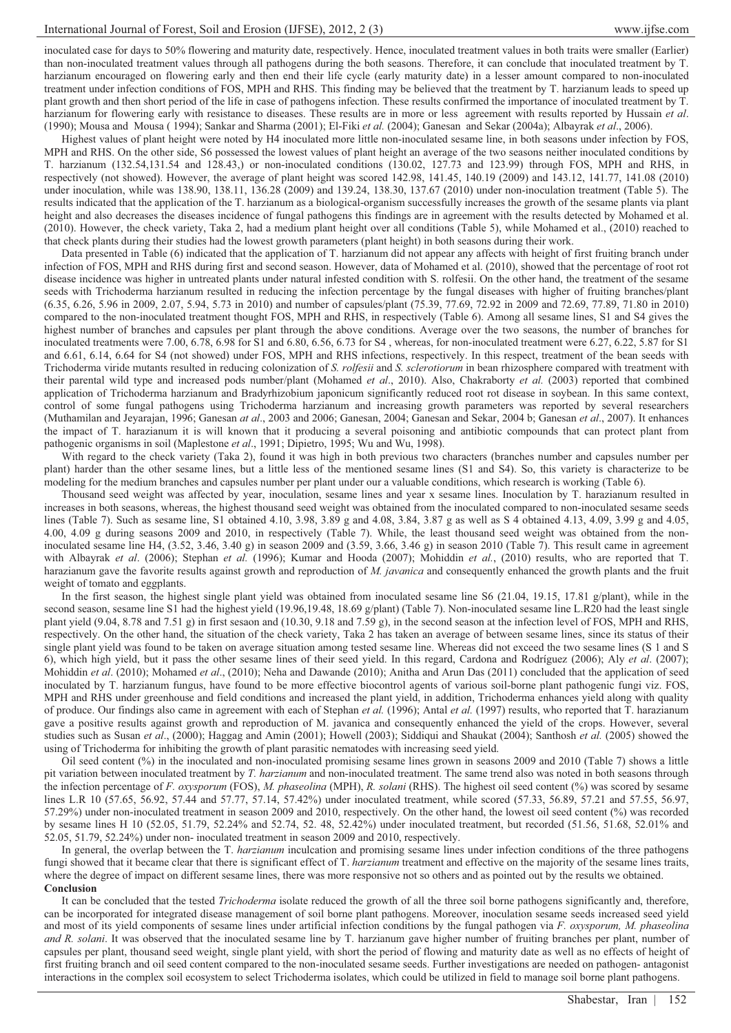inoculated case for days to 50% flowering and maturity date, respectively. Hence, inoculated treatment values in both traits were smaller (Earlier) than non-inoculated treatment values through all pathogens during the both seasons. Therefore, it can conclude that inoculated treatment by T. harzianum encouraged on flowering early and then end their life cycle (early maturity date) in a lesser amount compared to non-inoculated treatment under infection conditions of FOS, MPH and RHS. This finding may be believed that the treatment by T. harzianum leads to speed up plant growth and then short period of the life in case of pathogens infection. These results confirmed the importance of inoculated treatment by T. harzianum for flowering early with resistance to diseases. These results are in more or less agreement with results reported by Hussain *et al*. (1990); Mousa and Mousa ( 1994); Sankar and Sharma (2001); El-Fiki *et al.* (2004); Ganesan and Sekar (2004a); Albayrak *et al*., 2006).

Highest values of plant height were noted by H4 inoculated more little non-inoculated sesame line, in both seasons under infection by FOS, MPH and RHS. On the other side, S6 possessed the lowest values of plant height an average of the two seasons neither inoculated conditions by T. harzianum (132.54,131.54 and 128.43,) or non-inoculated conditions (130.02, 127.73 and 123.99) through FOS, MPH and RHS, in respectively (not showed). However, the average of plant height was scored 142.98, 141.45, 140.19 (2009) and 143.12, 141.77, 141.08 (2010) under inoculation, while was 138.90, 138.11, 136.28 (2009) and 139.24, 138.30, 137.67 (2010) under non-inoculation treatment (Table 5). The results indicated that the application of the T. harzianum as a biological-organism successfully increases the growth of the sesame plants via plant height and also decreases the diseases incidence of fungal pathogens this findings are in agreement with the results detected by Mohamed et al. (2010). However, the check variety, Taka 2, had a medium plant height over all conditions (Table 5), while Mohamed et al., (2010) reached to that check plants during their studies had the lowest growth parameters (plant height) in both seasons during their work.

Data presented in Table (6) indicated that the application of T. harzianum did not appear any affects with height of first fruiting branch under infection of FOS, MPH and RHS during first and second season. However, data of Mohamed et al. (2010), showed that the percentage of root rot disease incidence was higher in untreated plants under natural infested condition with S. rolfesii. On the other hand, the treatment of the sesame seeds with Trichoderma harzianum resulted in reducing the infection percentage by the fungal diseases with higher of fruiting branches/plant (6.35, 6.26, 5.96 in 2009, 2.07, 5.94, 5.73 in 2010) and number of capsules/plant (75.39, 77.69, 72.92 in 2009 and 72.69, 77.89, 71.80 in 2010) compared to the non-inoculated treatment thought FOS, MPH and RHS, in respectively (Table 6). Among all sesame lines, S1 and S4 gives the highest number of branches and capsules per plant through the above conditions. Average over the two seasons, the number of branches for inoculated treatments were 7.00, 6.78, 6.98 for S1 and 6.80, 6.56, 6.73 for S4 , whereas, for non-inoculated treatment were 6.27, 6.22, 5.87 for S1 and 6.61, 6.14, 6.64 for S4 (not showed) under FOS, MPH and RHS infections, respectively. In this respect, treatment of the bean seeds with Trichoderma viride mutants resulted in reducing colonization of *S. rolfesii* and *S. sclerotiorum* in bean rhizosphere compared with treatment with their parental wild type and increased pods number/plant (Mohamed *et al*., 2010). Also, Chakraborty *et al.* (2003) reported that combined application of Trichoderma harzianum and Bradyrhizobium japonicum significantly reduced root rot disease in soybean. In this same context, control of some fungal pathogens using Trichoderma harzianum and increasing growth parameters was reported by several researchers (Muthamilan and Jeyarajan, 1996; Ganesan *at al*., 2003 and 2006; Ganesan, 2004; Ganesan and Sekar, 2004 b; Ganesan *et al*., 2007). It enhances the impact of T. harazianum it is will known that it producing a several poisoning and antibiotic compounds that can protect plant from pathogenic organisms in soil (Maplestone *et al*., 1991; Dipietro, 1995; Wu and Wu, 1998).

With regard to the check variety (Taka 2), found it was high in both previous two characters (branches number and capsules number per plant) harder than the other sesame lines, but a little less of the mentioned sesame lines (S1 and S4). So, this variety is characterize to be modeling for the medium branches and capsules number per plant under our a valuable conditions, which research is working (Table 6).

Thousand seed weight was affected by year, inoculation, sesame lines and year x sesame lines. Inoculation by T. harazianum resulted in increases in both seasons, whereas, the highest thousand seed weight was obtained from the inoculated compared to non-inoculated sesame seeds lines (Table 7). Such as sesame line, S1 obtained 4.10, 3.98, 3.89 g and 4.08, 3.84, 3.87 g as well as S 4 obtained 4.13, 4.09, 3.99 g and 4.05, 4.00, 4.09 g during seasons 2009 and 2010, in respectively (Table 7). While, the least thousand seed weight was obtained from the non-inoculated sesame line H4, (3.52, 3.46, 3.40 g) in season 2009 and (3.59, 3.66, 3.46 g) in season 2010 (Table 7). This result came in agreement with Albayrak *et al*. (2006); Stephan *et al.* (1996); Kumar and Hooda (2007); Mohiddin *et al.*, (2010) results, who are reported that T. harazianum gave the favorite results against growth and reproduction of *M. javanica* and consequently enhanced the growth plants and the fruit weight of tomato and eggplants.

In the first season, the highest single plant yield was obtained from inoculated sesame line S6 (21.04, 19.15, 17.81 g/plant), while in the second season, sesame line S1 had the highest yield (19.96,19.48, 18.69 g/plant) (Table 7). Non-inoculated sesame line L.R20 had the least single plant yield (9.04, 8.78 and 7.51 g) in first sesaon and (10.30, 9.18 and 7.59 g), in the second season at the infection level of FOS, MPH and RHS, respectively. On the other hand, the situation of the check variety, Taka 2 has taken an average of between sesame lines, since its status of their single plant yield was found to be taken on average situation among tested sesame line. Whereas did not exceed the two sesame lines (S 1 and S 6), which high yield, but it pass the other sesame lines of their seed yield. In this regard, Cardona and Rodríguez (2006); Aly *et al*. (2007); Mohiddin *et al*. (2010); Mohamed *et al*., (2010); Neha and Dawande (2010); Anitha and Arun Das (2011) concluded that the application of seed inoculated by T. harzianum fungus, have found to be more effective biocontrol agents of various soil-borne plant pathogenic fungi viz. FOS, MPH and RHS under greenhouse and field conditions and increased the plant yield, in addition, Trichoderma enhances yield along with quality of produce. Our findings also came in agreement with each of Stephan *et al.* (1996); Antal *et al.* (1997) results, who reported that T. harazianum gave a positive results against growth and reproduction of M. javanica and consequently enhanced the yield of the crops. However, several studies such as Susan *et al*., (2000); Haggag and Amin (2001); Howell (2003); Siddiqui and Shaukat (2004); Santhosh *et al.* (2005) showed the using of Trichoderma for inhibiting the growth of plant parasitic nematodes with increasing seed yield.

Oil seed content (%) in the inoculated and non-inoculated promising sesame lines grown in seasons 2009 and 2010 (Table 7) shows a little pit variation between inoculated treatment by *T. harzianum* and non-inoculated treatment. The same trend also was noted in both seasons through the infection percentage of *F. oxysporum* (FOS), *M. phaseolina* (MPH), *R. solani* (RHS). The highest oil seed content (%) was scored by sesame lines L.R 10 (57.65, 56.92, 57.44 and 57.77, 57.14, 57.42%) under inoculated treatment, while scored (57.33, 56.89, 57.21 and 57.55, 56.97, 57.29%) under non-inoculated treatment in season 2009 and 2010, respectively. On the other hand, the lowest oil seed content (%) was recorded by sesame lines H 10 (52.05, 51.79, 52.24% and 52.74, 52. 48, 52.42%) under inoculated treatment, but recorded (51.56, 51.68, 52.01% and 52.05, 51.79, 52.24%) under non- inoculated treatment in season 2009 and 2010, respectively.

In general, the overlap between the T. *harzianum* inculcation and promising sesame lines under infection conditions of the three pathogens fungi showed that it became clear that there is significant effect of T. *harzianum* treatment and effective on the majority of the sesame lines traits, where the degree of impact on different sesame lines, there was more responsive not so others and as pointed out by the results we obtained.

**Conclusion**

It can be concluded that the tested *Trichoderma* isolate reduced the growth of all the three soil borne pathogens significantly and, therefore, can be incorporated for integrated disease management of soil borne plant pathogens. Moreover, inoculation sesame seeds increased seed yield and most of its yield components of sesame lines under artificial infection conditions by the fungal pathogen via *F. oxysporum, M. phaseolina and R. solani*. It was observed that the inoculated sesame line by T. harzianum gave higher number of fruiting branches per plant, number of capsules per plant, thousand seed weight, single plant yield, with short the period of flowing and maturity date as well as no effects of height of first fruiting branch and oil seed content compared to the non-inoculated sesame seeds. Further investigations are needed on pathogen- antagonist interactions in the complex soil ecosystem to select Trichoderma isolates, which could be utilized in field to manage soil borne plant pathogens.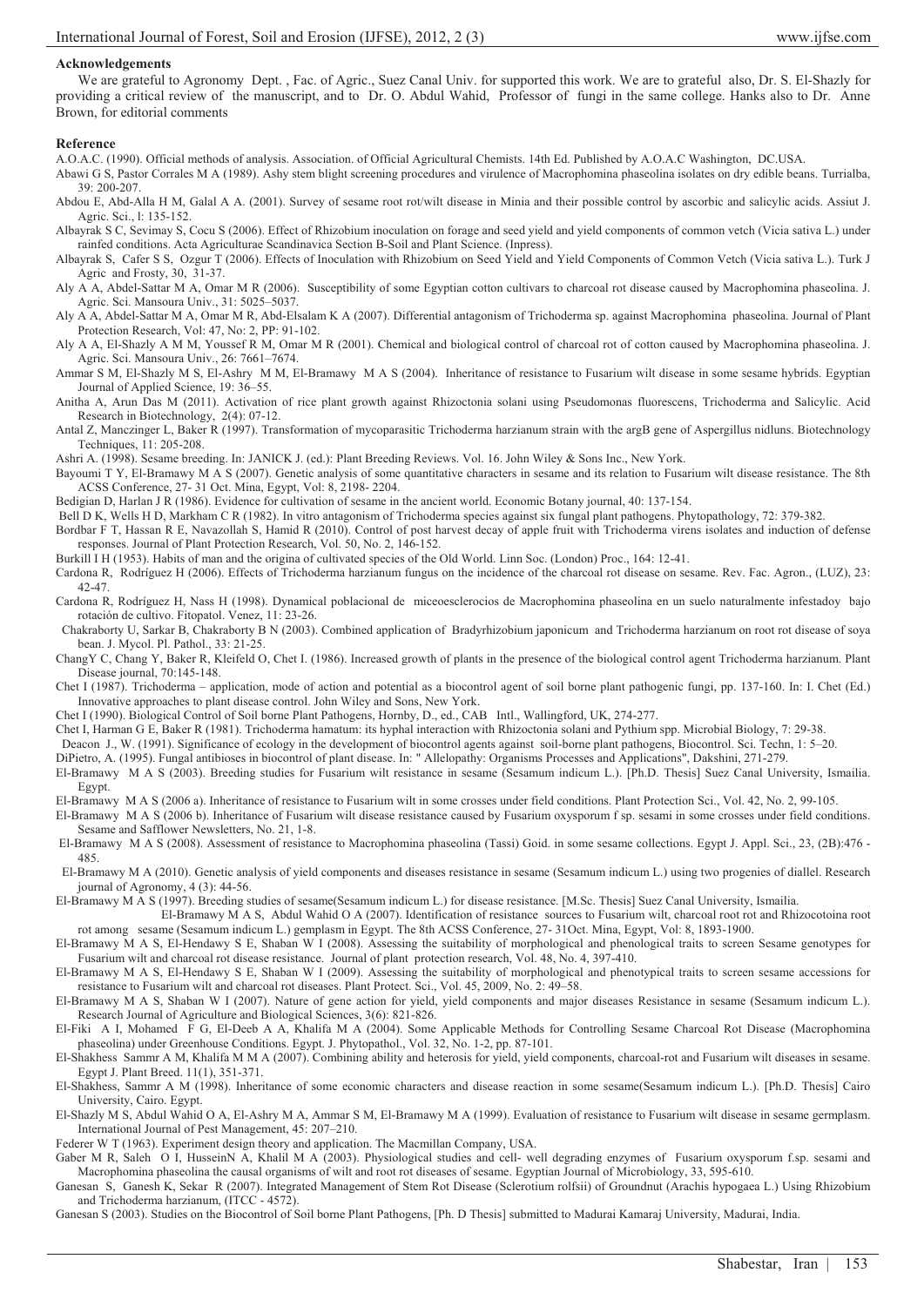### Acknowledgements

We are grateful to Agronomy Dept. , Fac. of Agric., Suez Canal Univ. for supported this work. We are to grateful also, Dr. S. El-Shazly for providing a critical review of the manuscript, and to Dr. O. Abdul Wahid, Professor of fungi in the same college. Hanks also to Dr. Anne Brown, for editorial comments

### Reference

A.O.A.C. (1990). Official methods of analysis. Association. of Official Agricultural Chemists. 14th Ed. Published by A.O.A.C Washington, DC.USA.

Abawi G S, Pastor Corrales M A (1989). Ashy stem blight screening procedures and virulence of Macrophomina phaseolina isolates on dry edible beans. Turrialba, 39: 200-207.

Abdou E, Abd-Alla H M, Galal A A. (2001). Survey of sesame root rot/wilt disease in Minia and their possible control by ascorbic and salicylic acids. Assiut J. Agric. Sci., l: 135-152.

Albayrak S C, Sevimay S, Cocu S (2006). Effect of Rhizobium inoculation on forage and seed yield and yield components of common vetch (Vicia sativa L.) under rainfed conditions. Acta Agriculturae Scandinavica Section B-Soil and Plant Science. (Inpress).

Albayrak S, Cafer S S, Ozgur T (2006). Effects of Inoculation with Rhizobium on Seed Yield and Yield Components of Common Vetch (Vicia sativa L.). Turk J Agric and Frosty, 30, 31-37.

Aly A A, Abdel-Sattar M A, Omar M R (2006). Susceptibility of some Egyptian cotton cultivars to charcoal rot disease caused by Macrophomina phaseolina. J. Agric. Sci. Mansoura Univ., 31: 5025–5037.

Aly A A, Abdel-Sattar M A, Omar M R, Abd-Elsalam K A (2007). Differential antagonism of Trichoderma sp. against Macrophomina phaseolina. Journal of Plant Protection Research, Vol: 47, No: 2, PP: 91-102.

Aly A A, El-Shazly A M M, Youssef R M, Omar M R (2001). Chemical and biological control of charcoal rot of cotton caused by Macrophomina phaseolina. J. Agric. Sci. Mansoura Univ., 26: 7661–7674.

Ammar S M, El-Shazly M S, El-Ashry M M, El-Bramawy M A S (2004). Inheritance of resistance to Fusarium wilt disease in some sesame hybrids. Egyptian Journal of Applied Science, 19: 36–55.

Anitha A, Arun Das M (2011). Activation of rice plant growth against Rhizoctonia solani using Pseudomonas fluorescens, Trichoderma and Salicylic. Acid Research in Biotechnology, 2(4): 07-12.

Antal Z, Manczinger L, Baker R (1997). Transformation of mycoparasitic Trichoderma harzianum strain with the argB gene of Aspergillus nidluns. Biotechnology Techniques, 11: 205-208.

Ashri A. (1998). Sesame breeding. In: JANICK J. (ed.): Plant Breeding Reviews. Vol. 16. John Wiley & Sons Inc., New York.

Bayoumi T Y, El-Bramawy M A S (2007). Genetic analysis of some quantitative characters in sesame and its relation to Fusarium wilt disease resistance. The 8th ACSS Conference, 27- 31 Oct. Mina, Egypt, Vol: 8, 2198- 2204.

Bedigian D, Harlan J R (1986). Evidence for cultivation of sesame in the ancient world. Economic Botany journal, 40: 137-154.

Bell D K, Wells H D, Markham C R (1982). In vitro antagonism of Trichoderma species against six fungal plant pathogens. Phytopathology, 72: 379-382.

Bordbar F T, Hassan R E, Navazollah S, Hamid R (2010). Control of post harvest decay of apple fruit with Trichoderma virens isolates and induction of defense responses. Journal of Plant Protection Research, Vol. 50, No. 2, 146-152.

Burkill I H (1953). Habits of man and the origina of cultivated species of the Old World. Linn Soc. (London) Proc., 164: 12-41.

Cardona R, Rodríguez H (2006). Effects of Trichoderma harzianum fungus on the incidence of the charcoal rot disease on sesame. Rev. Fac. Agron., (LUZ), 23: 42-47.

Cardona R, Rodríguez H, Nass H (1998). Dynamical poblacional de miceoesclerocios de Macrophomina phaseolina en un suelo naturalmente infestadoy bajo rotación de cultivo. Fitopatol. Venez, 11: 23-26.

Chakraborty U, Sarkar B, Chakraborty B N (2003). Combined application of Bradyrhizobium japonicum and Trichoderma harzianum on root rot disease of soya bean. J. Mycol. Pl. Pathol., 33: 21-25.

ChangY C, Chang Y, Baker R, Kleifeld O, Chet I. (1986). Increased growth of plants in the presence of the biological control agent Trichoderma harzianum. Plant Disease journal, 70:145-148.

Chet I (1987). Trichoderma – application, mode of action and potential as a biocontrol agent of soil borne plant pathogenic fungi, pp. 137-160. In: I. Chet (Ed.) Innovative approaches to plant disease control. John Wiley and Sons, New York.

Chet I (1990). Biological Control of Soil borne Plant Pathogens, Hornby, D., ed., CAB Intl., Wallingford, UK, 274-277.

Chet I, Harman G E, Baker R (1981). Trichoderma hamatum: its hyphal interaction with Rhizoctonia solani and Pythium spp. Microbial Biology, 7: 29-38.

Deacon J., W. (1991). Significance of ecology in the development of biocontrol agents against soil-borne plant pathogens, Biocontrol. Sci. Techn, 1: 5–20.

DiPietro, A. (1995). Fungal antibioses in biocontrol of plant disease. In: " Allelopathy: Organisms Processes and Applications", Dakshini, 271-279.

El-Bramawy M A S (2003). Breeding studies for Fusarium wilt resistance in sesame (Sesamum indicum L.). [Ph.D. Thesis] Suez Canal University, Ismailia. Egypt.

El-Bramawy M A S (2006 a). Inheritance of resistance to Fusarium wilt in some crosses under field conditions. Plant Protection Sci., Vol. 42, No. 2, 99-105.

El-Bramawy M A S (2006 b). Inheritance of Fusarium wilt disease resistance caused by Fusarium oxysporum f sp. sesami in some crosses under field conditions. Sesame and Safflower Newsletters, No. 21, 1-8.

El-Bramawy M A S (2008). Assessment of resistance to Macrophomina phaseolina (Tassi) Goid. in some sesame collections. Egypt J. Appl. Sci., 23, (2B):476 - 485.

El-Bramawy M A (2010). Genetic analysis of yield components and diseases resistance in sesame (Sesamum indicum L.) using two progenies of diallel. Research journal of Agronomy, 4 (3): 44-56.

El-Bramawy M A S (1997). Breeding studies of sesame(Sesamum indicum L.) for disease resistance. [M.Sc. Thesis] Suez Canal University, Ismailia.

El-Bramawy M A S, Abdul Wahid O A (2007). Identification of resistance sources to Fusarium wilt, charcoal root rot and Rhizocotoina root rot among sesame (Sesamum indicum L.) gemplasm in Egypt. The 8th ACSS Conference, 27- 31Oct. Mina, Egypt, Vol: 8, 1893-1900.

El-Bramawy M A S, El-Hendawy S E, Shaban W I (2008). Assessing the suitability of morphological and phenological traits to screen Sesame genotypes for Fusarium wilt and charcoal rot disease resistance. Journal of plant protection research, Vol. 48, No. 4, 397-410.

El-Bramawy M A S, El-Hendawy S E, Shaban W I (2009). Assessing the suitability of morphological and phenotypical traits to screen sesame accessions for resistance to Fusarium wilt and charcoal rot diseases. Plant Protect. Sci., Vol. 45, 2009, No. 2: 49–58.

El-Bramawy M A S, Shaban W I (2007). Nature of gene action for yield, yield components and major diseases Resistance in sesame (Sesamum indicum L.). Research Journal of Agriculture and Biological Sciences, 3(6): 821-826.

El-Fiki A I, Mohamed F G, El-Deeb A A, Khalifa M A (2004). Some Applicable Methods for Controlling Sesame Charcoal Rot Disease (Macrophomina phaseolina) under Greenhouse Conditions. Egypt. J. Phytopathol., Vol. 32, No. 1-2, pp. 87-101.

El-Shakhess Sammr A M, Khalifa M M A (2007). Combining ability and heterosis for yield, yield components, charcoal-rot and Fusarium wilt diseases in sesame. Egypt J. Plant Breed. 11(1), 351-371.

El-Shakhess, Sammr A M (1998). Inheritance of some economic characters and disease reaction in some sesame(Sesamum indicum L.). [Ph.D. Thesis] Cairo University, Cairo. Egypt.

El-Shazly M S, Abdul Wahid O A, El-Ashry M A, Ammar S M, El-Bramawy M A (1999). Evaluation of resistance to Fusarium wilt disease in sesame germplasm. International Journal of Pest Management, 45: 207–210.

Federer W T (1963). Experiment design theory and application. The Macmillan Company, USA.

Gaber M R, Saleh O I, HusseinN A, Khalil M A (2003). Physiological studies and cell- well degrading enzymes of Fusarium oxysporum f.sp. sesami and Macrophomina phaseolina the causal organisms of wilt and root rot diseases of sesame. Egyptian Journal of Microbiology, 33, 595-610.

Ganesan S, Ganesh K, Sekar R (2007). Integrated Management of Stem Rot Disease (Sclerotium rolfsii) of Groundnut (Arachis hypogaea L.) Using Rhizobium and Trichoderma harzianum, (ITCC - 4572).

Ganesan S (2003). Studies on the Biocontrol of Soil borne Plant Pathogens, [Ph. D Thesis] submitted to Madurai Kamaraj University, Madurai, India.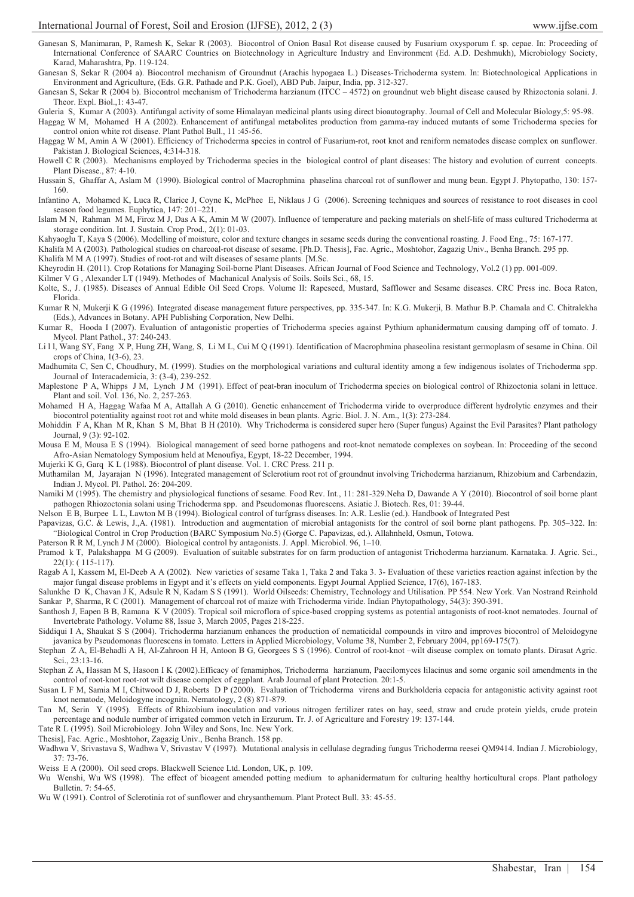Ganesan S, Manimaran, P, Ramesh K, Sekar R (2003). Biocontrol of Onion Basal Rot disease caused by Fusarium oxysporum f. sp. cepae. In: Proceeding of International Conference of SAARC Countries on Biotechnology in Agriculture Industry and Environment (Ed. A.D. Deshmukh), Microbiology Society, Karad, Maharashtra, Pp. 119-124.

Ganesan S, Sekar R (2004 a). Biocontrol mechanism of Groundnut (Arachis hypogaea L.) Diseases-Trichoderma system. In: Biotechnological Applications in Environment and Agriculture, (Eds. G.R. Pathade and P.K. Goel), ABD Pub. Jaipur, India, pp. 312-327.

Ganesan S, Sekar R (2004 b). Biocontrol mechanism of Trichoderma harzianum (ITCC – 4572) on groundnut web blight disease caused by Rhizoctonia solani. J. Theor. Expl. Biol.,1: 43-47.

Guleria S, Kumar A (2003). Antifungal activity of some Himalayan medicinal plants using direct bioautography. Journal of Cell and Molecular Biology,5: 95-98.

Haggag W M, Mohamed H A (2002). Enhancement of antifungal metabolites production from gamma-ray induced mutants of some Trichoderma species for control onion white rot disease. Plant Pathol Bull., 11 :45-56.

Haggag W M, Amin A W (2001). Efficiency of Trichoderma species in control of Fusarium-rot, root knot and reniform nematodes disease complex on sunflower. Pakistan J. Biological Sciences, 4:314-318.

Howell C R (2003). Mechanisms employed by Trichoderma species in the biological control of plant diseases: The history and evolution of current concepts. Plant Disease., 87: 4-10.

Hussain S, Ghaffar A, Aslam M (1990). Biological control of Macrophmina phaselina charcoal rot of sunflower and mung bean. Egypt J. Phytopatho, 130: 157-160.

Infantino A, Mohamed K, Luca R, Clarice J, Coyne K, McPhee E, Niklaus J G (2006). Screening techniques and sources of resistance to root diseases in cool season food legumes. Euphytica, 147: 201–221.

Islam M N, Rahman M M, Firoz M J, Das A K, Amin M W (2007). Influence of temperature and packing materials on shelf-life of mass cultured Trichoderma at storage condition. Int. J. Sustain. Crop Prod., 2(1): 01-03.

Kahyaoglu T, Kaya S (2006). Modelling of moisture, color and texture changes in sesame seeds during the conventional roasting. J. Food Eng., 75: 167-177.

Khalifa M A (2003). Pathological studies on charcoal-rot disease of sesame. [Ph.D. Thesis], Fac. Agric., Moshtohor, Zagazig Univ., Benha Branch. 295 pp.

Khalifa M M A (1997). Studies of root-rot and wilt diseases of sesame plants. [M.Sc.

Kheyrodin H. (2011). Crop Rotations for Managing Soil-borne Plant Diseases. African Journal of Food Science and Technology, Vol.2 (1) pp. 001-009.

Kilmer V G , Alexander LT (1949). Methodes of Machanical Analysis of Soils. Soils Sci., 68, 15.

Kolte, S., J. (1985). Diseases of Annual Edible Oil Seed Crops. Volume II: Rapeseed, Mustard, Safflower and Sesame diseases. CRC Press inc. Boca Raton, Florida.

Kumar R N, Mukerji K G (1996). Integrated disease management future perspectives, pp. 335-347. In: K.G. Mukerji, B. Mathur B.P. Chamala and C. Chitralekha (Eds.), Advances in Botany. APH Publishing Corporation, New Delhi.

Kumar R, Hooda I (2007). Evaluation of antagonistic properties of Trichoderma species against Pythium aphanidermatum causing damping off of tomato. J. Mycol. Plant Pathol., 37: 240-243.

Li l l, Wang SY, Fang X P, Hung ZH, Wang, S, Li M L, Cui M Q (1991). Identification of Macrophmina phaseolina resistant germoplasm of sesame in China. Oil crops of China, 1(3-6), 23.

Madhumita C, Sen C, Choudhury, M. (1999). Studies on the morphological variations and cultural identity among a few indigenous isolates of Trichoderma spp. Journal of Interacademicia, 3: (3-4), 239-252.

Maplestone P A, Whipps J M, Lynch J M (1991). Effect of peat-bran inoculum of Trichoderma species on biological control of Rhizoctonia solani in lettuce. Plant and soil. Vol. 136, No. 2, 257-263.

Mohamed H A, Haggag Wafaa M A, Attallah A G (2010). Genetic enhancement of Trichoderma viride to overproduce different hydrolytic enzymes and their biocontrol potentiality against root rot and white mold diseases in bean plants. Agric. Biol. J. N. Am., 1(3): 273-284.

Mohiddin F A, Khan M R, Khan S M, Bhat B H (2010). Why Trichoderma is considered super hero (Super fungus) Against the Evil Parasites? Plant pathology Journal, 9 (3): 92-102.

Mousa E M, Mousa E S (1994). Biological management of seed borne pathogens and root-knot nematode complexes on soybean. In: Proceeding of the second Afro-Asian Nematology Symposium held at Menoufiya, Egypt, 18-22 December, 1994.

Mujerki K G, Garq K L (1988). Biocontrol of plant disease. Vol. 1. CRC Press. 211 p.

Muthamilan M, Jayarajan N (1996). Integrated management of Sclerotium root rot of groundnut involving Trichoderma harzianum, Rhizobium and Carbendazin, Indian J. Mycol. Pl. Pathol. 26: 204-209.

Namiki M (1995). The chemistry and physiological functions of sesame. Food Rev. Int., 11: 281-329.Neha D, Dawande A Y (2010). Biocontrol of soil borne plant pathogen Rhiozoctonia solani using Trichoderma spp. and Pseudomonas fluorescens. Asiatic J. Biotech. Res, 01: 39-44.

Nelson E B, Burpee L L, Lawton M B (1994). Biological control of turfgrass diseases. In: A.R. Leslie (ed.). Handbook of Integrated Pest

Papavizas, G.C. & Lewis, J.,A. (1981). Introduction and augmentation of microbial antagonists for the control of soil borne plant pathogens. Pp. 305–322. In: "Biological Control in Crop Production (BARC Symposium No.5) (Gorge C. Papavizas, ed.). Allahnheld, Osmun, Totowa.

Paterson R R M, Lynch J M (2000). Biological control by antagonists. J. Appl. Microbiol. 96, 1–10.

Pramod k T, Palakshappa M G (2009). Evaluation of suitable substrates for on farm production of antagonist Trichoderma harzianum. Karnataka. J. Agric. Sci., 22(1): ( 115-117).

Ragab A I, Kassem M, El-Deeb A A (2002). New varieties of sesame Taka 1, Taka 2 and Taka 3. 3- Evaluation of these varieties reaction against infection by the major fungal disease problems in Egypt and it's effects on yield components. Egypt Journal Applied Science, 17(6), 167-183.

Salunkhe D K, Chavan J K, Adsule R N, Kadam S S (1991). World Oilseeds: Chemistry, Technology and Utilisation. PP 554. New York. Van Nostrand Reinhold

Sankar P, Sharma, R C (2001). Management of charcoal rot of maize with Trichoderma viride. Indian Phytopathology, 54(3): 390-391.

Santhosh J, Eapen B B, Ramana K V (2005). Tropical soil microflora of spice-based cropping systems as potential antagonists of root-knot nematodes. Journal of Invertebrate Pathology. Volume 88, Issue 3, March 2005, Pages 218-225.

Siddiqui I A, Shaukat S S (2004). Trichoderma harzianum enhances the production of nematicidal compounds in vitro and improves biocontrol of Meloidogyne javanica by Pseudomonas fluorescens in tomato. Letters in Applied Microbiology, Volume 38, Number 2, February 2004, pp169-175(7).

Stephan Z A, El-Behadli A H, Al-Zahroon H H, Antoon B G, Georgees S S (1996). Control of root-knot –wilt disease complex on tomato plants. Dirasat Agric. Sci., 23:13-16.

Stephan Z A, Hassan M S, Hasoon I K (2002).Efficacy of fenamiphos, Trichoderma harzianum, Paecilomyces lilacinus and some organic soil amendments in the control of root-knot root-wilt disease complex of eggplant. Arab Journal of plant Protection. 20:1-5.

Susan L F M, Samia M I, Chitwood D J, Roberts D P (2000). Evaluation of Trichoderma virens and Burkholderia cepacia for antagonistic activity against root knot nematode, Meloidogyne incognita. Nematology, 2 (8) 871-879.

Tan M, Serin Y (1995). Effects of Rhizobium inoculation and various nitrogen fertilizer rates on hay, seed, straw and crude protein yields, crude protein percentage and nodule number of irrigated common vetch in Erzurum. Tr. J. of Agriculture and Forestry 19: 137-144.

Tate R L (1995). Soil Microbiology. John Wiley and Sons, Inc. New York.

Thesis], Fac. Agric., Moshtohor, Zagazig Univ., Benha Branch. 158 pp.

Wadhwa V, Srivastava S, Wadhwa V, Srivastav V (1997). Mutational analysis in cellulase degrading fungus Trichoderma reesei QM9414. Indian J. Microbiology, 37: 73-76.

Weiss E A (2000). Oil seed crops. Blackwell Science Ltd. London, UK, p. 109.

Wu Wenshi, Wu WS (1998). The effect of bioagent amended potting medium to aphanidermatum for culturing healthy horticultural crops. Plant pathology Bulletin. 7: 54-65.

Wu W (1991). Control of Sclerotinia rot of sunflower and chrysanthemum. Plant Protect Bull. 33: 45-55.